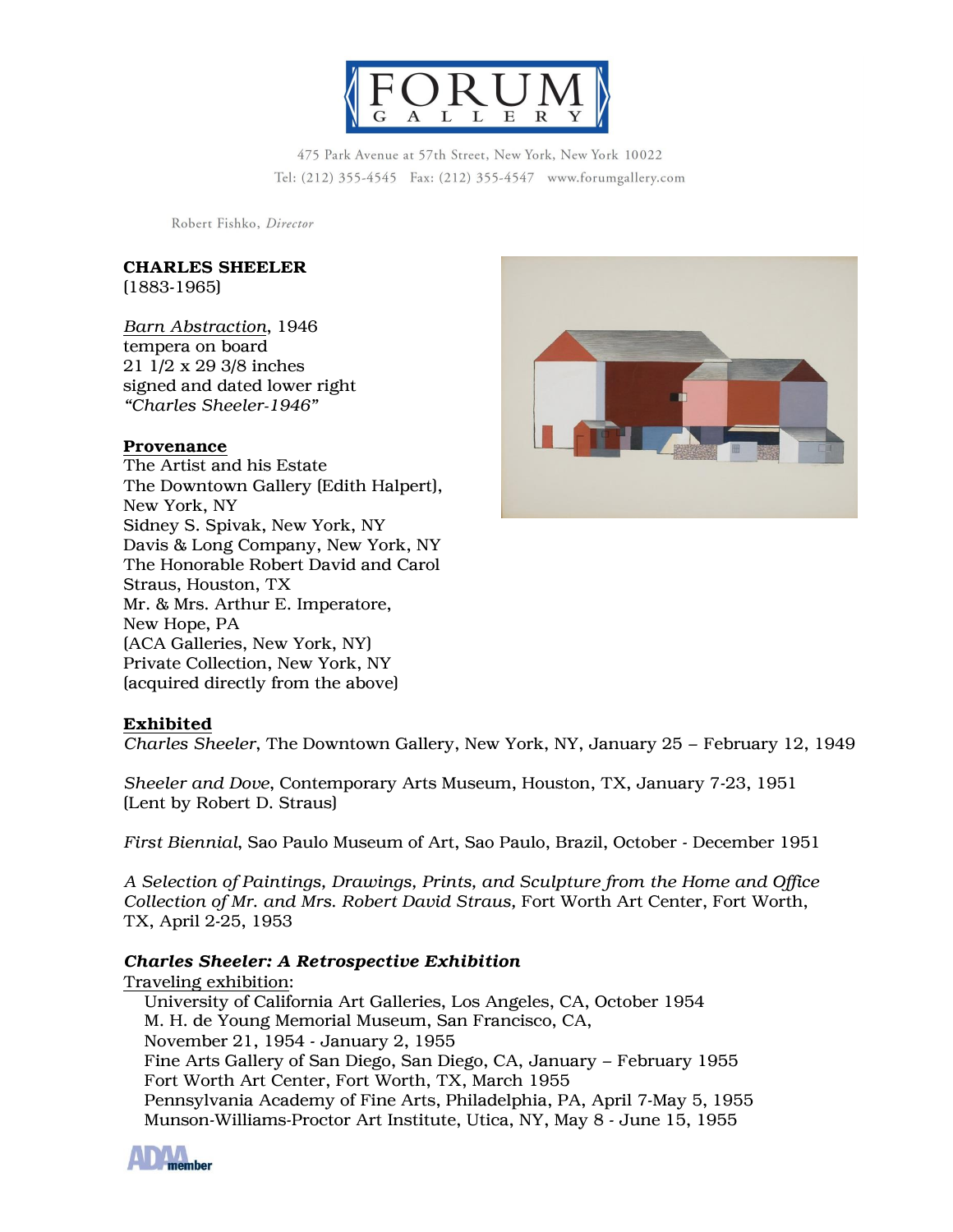# FORUM GALLERY

475 Park Avenue at 57th Street, New York, New York 10022
Tel: (212) 355-4545 Fax: (212) 355-4547 www.forumgallery.com

Robert Fishko, *Director*

**CHARLES SHEELER**
(1883-1965)

Barn Abstraction, 1946
tempera on board
21 1/2 x 29 3/8 inches
signed and dated lower right
*"Charles Sheeler-1946"*

**Provenance**

The Artist and his Estate
The Downtown Gallery (Edith Halpert), New York, NY
Sidney S. Spivak, New York, NY
Davis & Long Company, New York, NY
The Honorable Robert David and Carol Straus, Houston, TX
Mr. & Mrs. Arthur E. Imperatore, New Hope, PA
(ACA Galleries, New York, NY)
Private Collection, New York, NY
(acquired directly from the above)

**Exhibited**

*Charles Sheeler*, The Downtown Gallery, New York, NY, January 25 – February 12, 1949

*Sheeler and Dove*, Contemporary Arts Museum, Houston, TX, January 7-23, 1951
(Lent by Robert D. Straus)

*First Biennial*, Sao Paulo Museum of Art, Sao Paulo, Brazil, October - December 1951

*A Selection of Paintings, Drawings, Prints, and Sculpture from the Home and Office Collection of Mr. and Mrs. Robert David Straus*, Fort Worth Art Center, Fort Worth, TX, April 2-25, 1953

***Charles Sheeler: A Retrospective Exhibition***

Traveling exhibition:

- University of California Art Galleries, Los Angeles, CA, October 1954
- M. H. de Young Memorial Museum, San Francisco, CA, November 21, 1954 - January 2, 1955
- Fine Arts Gallery of San Diego, San Diego, CA, January – February 1955
- Fort Worth Art Center, Fort Worth, TX, March 1955
- Pennsylvania Academy of Fine Arts, Philadelphia, PA, April 7-May 5, 1955
- Munson-Williams-Proctor Art Institute, Utica, NY, May 8 - June 15, 1955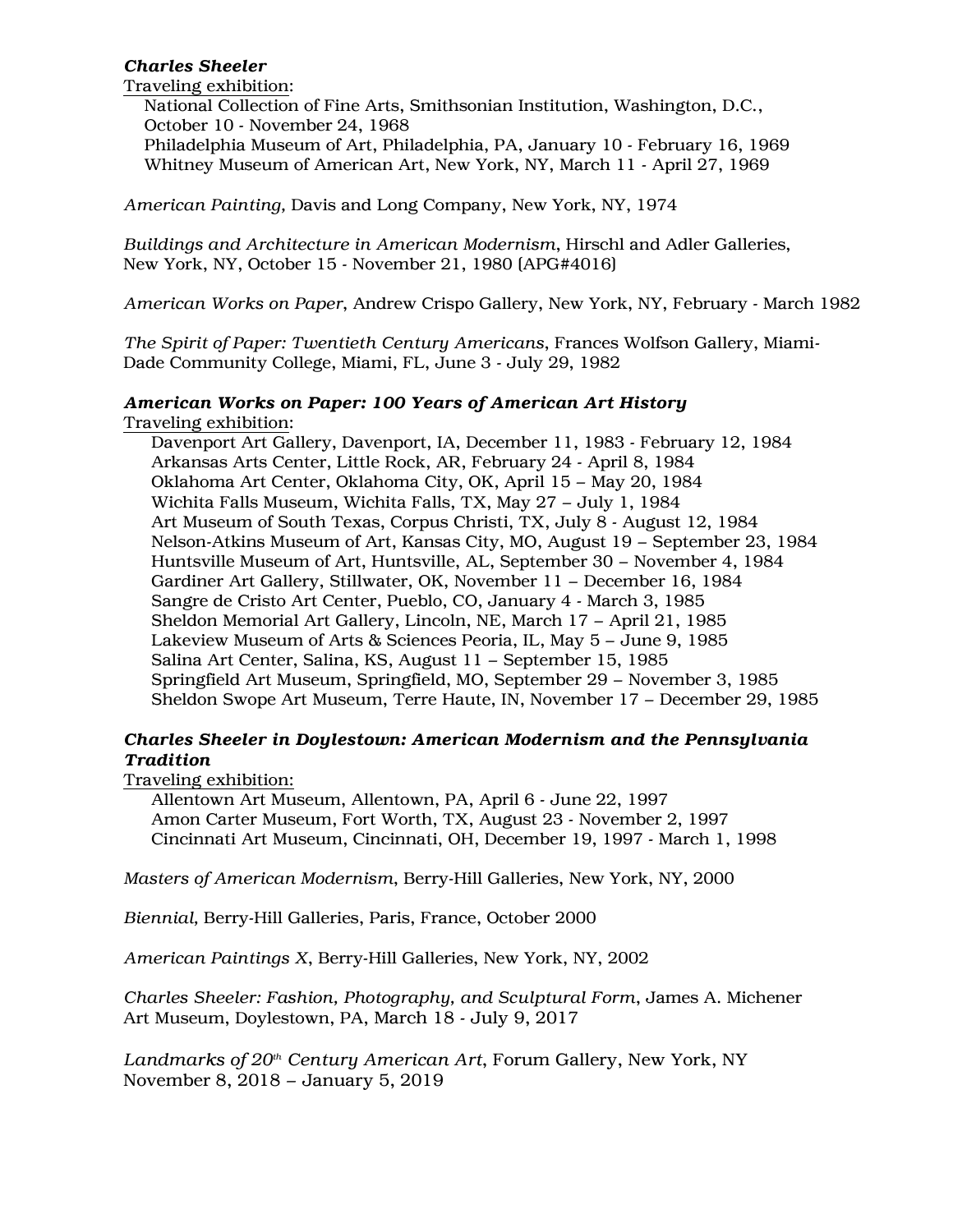***Charles Sheeler***

Traveling exhibition:

National Collection of Fine Arts, Smithsonian Institution, Washington, D.C., October 10 - November 24, 1968
Philadelphia Museum of Art, Philadelphia, PA, January 10 - February 16, 1969
Whitney Museum of American Art, New York, NY, March 11 - April 27, 1969

*American Painting,* Davis and Long Company, New York, NY, 1974

*Buildings and Architecture in American Modernism*, Hirschl and Adler Galleries, New York, NY, October 15 - November 21, 1980 (APG#4016)

*American Works on Paper*, Andrew Crispo Gallery, New York, NY, February - March 1982

*The Spirit of Paper: Twentieth Century Americans*, Frances Wolfson Gallery, Miami-Dade Community College, Miami, FL, June 3 - July 29, 1982

***American Works on Paper: 100 Years of American Art History***

Traveling exhibition:

Davenport Art Gallery, Davenport, IA, December 11, 1983 - February 12, 1984
Arkansas Arts Center, Little Rock, AR, February 24 - April 8, 1984
Oklahoma Art Center, Oklahoma City, OK, April 15 – May 20, 1984
Wichita Falls Museum, Wichita Falls, TX, May 27 – July 1, 1984
Art Museum of South Texas, Corpus Christi, TX, July 8 - August 12, 1984
Nelson-Atkins Museum of Art, Kansas City, MO, August 19 – September 23, 1984
Huntsville Museum of Art, Huntsville, AL, September 30 – November 4, 1984
Gardiner Art Gallery, Stillwater, OK, November 11 – December 16, 1984
Sangre de Cristo Art Center, Pueblo, CO, January 4 - March 3, 1985
Sheldon Memorial Art Gallery, Lincoln, NE, March 17 – April 21, 1985
Lakeview Museum of Arts & Sciences Peoria, IL, May 5 – June 9, 1985
Salina Art Center, Salina, KS, August 11 – September 15, 1985
Springfield Art Museum, Springfield, MO, September 29 – November 3, 1985
Sheldon Swope Art Museum, Terre Haute, IN, November 17 – December 29, 1985

***Charles Sheeler in Doylestown: American Modernism and the Pennsylvania Tradition***

Traveling exhibition:

Allentown Art Museum, Allentown, PA, April 6 - June 22, 1997
Amon Carter Museum, Fort Worth, TX, August 23 - November 2, 1997
Cincinnati Art Museum, Cincinnati, OH, December 19, 1997 - March 1, 1998

*Masters of American Modernism*, Berry-Hill Galleries, New York, NY, 2000

*Biennial,* Berry-Hill Galleries, Paris, France, October 2000

*American Paintings X*, Berry-Hill Galleries, New York, NY, 2002

*Charles Sheeler: Fashion, Photography, and Sculptural Form*, James A. Michener Art Museum, Doylestown, PA, March 18 - July 9, 2017

*Landmarks of 20th Century American Art*, Forum Gallery, New York, NY November 8, 2018 – January 5, 2019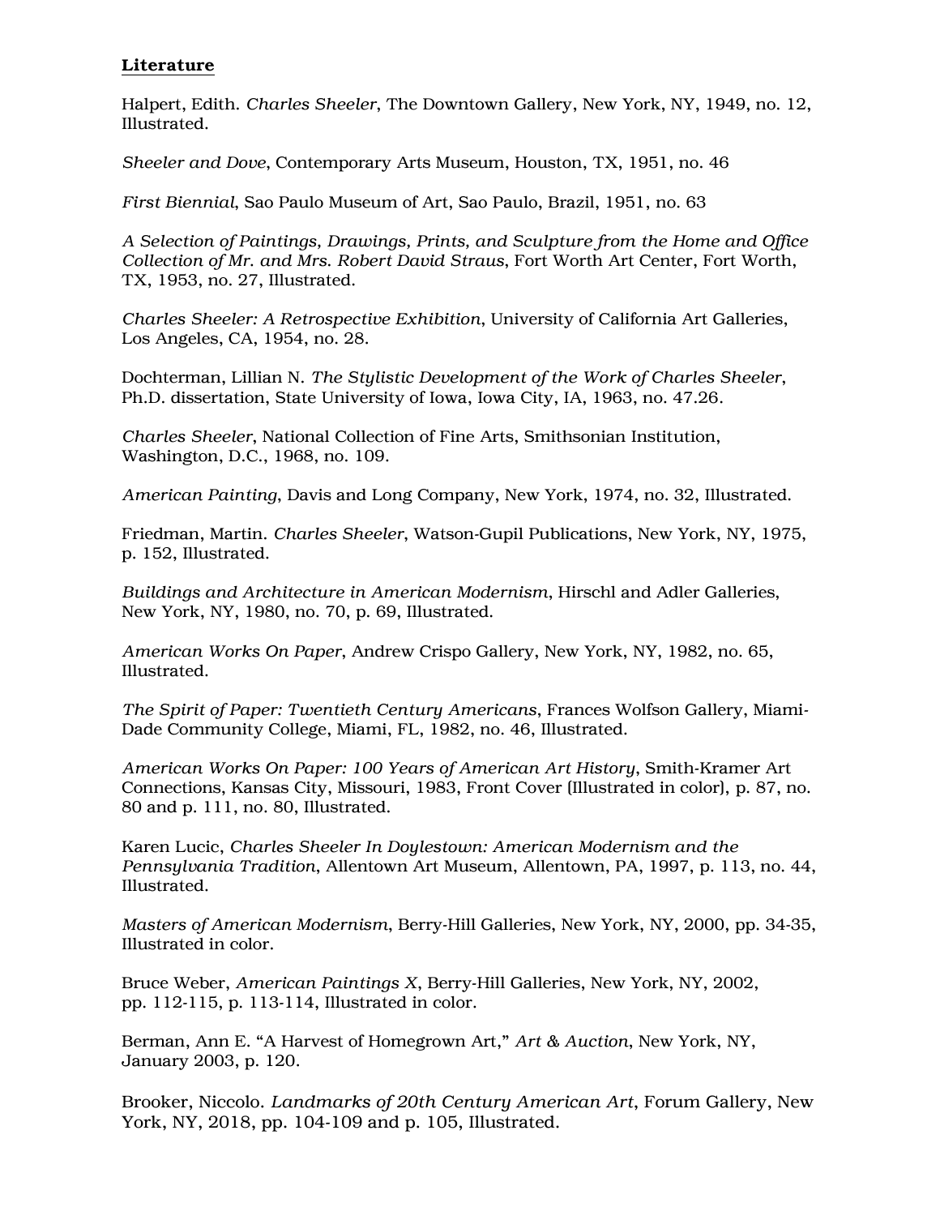**Literature**

Halpert, Edith. *Charles Sheeler*, The Downtown Gallery, New York, NY, 1949, no. 12, Illustrated.

*Sheeler and Dove*, Contemporary Arts Museum, Houston, TX, 1951, no. 46

*First Biennial*, Sao Paulo Museum of Art, Sao Paulo, Brazil, 1951, no. 63

*A Selection of Paintings, Drawings, Prints, and Sculpture from the Home and Office Collection of Mr. and Mrs. Robert David Straus*, Fort Worth Art Center, Fort Worth, TX, 1953, no. 27, Illustrated.

*Charles Sheeler: A Retrospective Exhibition*, University of California Art Galleries, Los Angeles, CA, 1954, no. 28.

Dochterman, Lillian N. *The Stylistic Development of the Work of Charles Sheeler*, Ph.D. dissertation, State University of Iowa, Iowa City, IA, 1963, no. 47.26.

*Charles Sheeler*, National Collection of Fine Arts, Smithsonian Institution, Washington, D.C., 1968, no. 109.

*American Painting*, Davis and Long Company, New York, 1974, no. 32, Illustrated.

Friedman, Martin. *Charles Sheeler*, Watson-Gupil Publications, New York, NY, 1975, p. 152, Illustrated.

*Buildings and Architecture in American Modernism*, Hirschl and Adler Galleries, New York, NY, 1980, no. 70, p. 69, Illustrated.

*American Works On Paper*, Andrew Crispo Gallery, New York, NY, 1982, no. 65, Illustrated.

*The Spirit of Paper: Twentieth Century Americans*, Frances Wolfson Gallery, Miami-Dade Community College, Miami, FL, 1982, no. 46, Illustrated.

*American Works On Paper: 100 Years of American Art History*, Smith-Kramer Art Connections, Kansas City, Missouri, 1983, Front Cover (Illustrated in color), p. 87, no. 80 and p. 111, no. 80, Illustrated.

Karen Lucic, *Charles Sheeler In Doylestown: American Modernism and the Pennsylvania Tradition*, Allentown Art Museum, Allentown, PA, 1997, p. 113, no. 44, Illustrated.

*Masters of American Modernism*, Berry-Hill Galleries, New York, NY, 2000, pp. 34-35, Illustrated in color.

Bruce Weber, *American Paintings X*, Berry-Hill Galleries, New York, NY, 2002, pp. 112-115, p. 113-114, Illustrated in color.

Berman, Ann E. "A Harvest of Homegrown Art," *Art & Auction*, New York, NY, January 2003, p. 120.

Brooker, Niccolo. *Landmarks of 20th Century American Art*, Forum Gallery, New York, NY, 2018, pp. 104-109 and p. 105, Illustrated.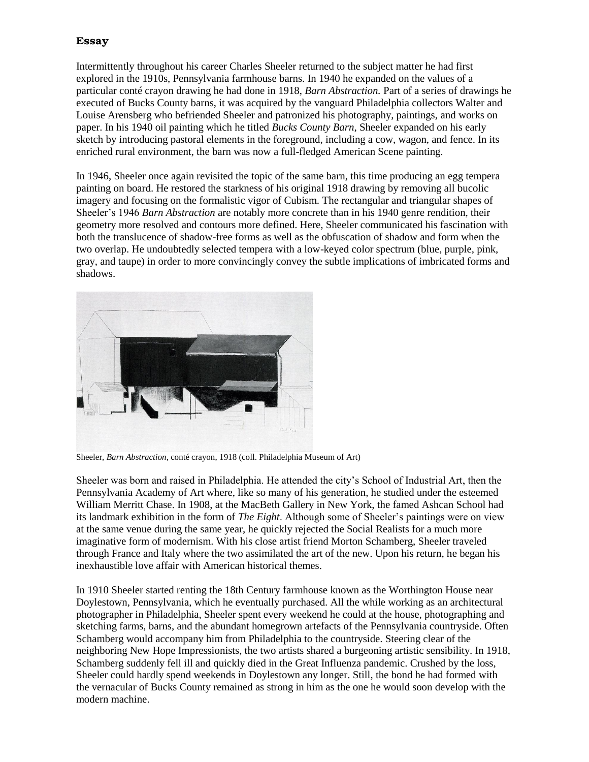## **Essay**

Intermittently throughout his career Charles Sheeler returned to the subject matter he had first explored in the 1910s, Pennsylvania farmhouse barns. In 1940 he expanded on the values of a particular conté crayon drawing he had done in 1918, *Barn Abstraction.* Part of a series of drawings he executed of Bucks County barns, it was acquired by the vanguard Philadelphia collectors Walter and Louise Arensberg who befriended Sheeler and patronized his photography, paintings, and works on paper. In his 1940 oil painting which he titled *Bucks County Barn*, Sheeler expanded on his early sketch by introducing pastoral elements in the foreground, including a cow, wagon, and fence. In its enriched rural environment, the barn was now a full-fledged American Scene painting.

In 1946, Sheeler once again revisited the topic of the same barn, this time producing an egg tempera painting on board. He restored the starkness of his original 1918 drawing by removing all bucolic imagery and focusing on the formalistic vigor of Cubism. The rectangular and triangular shapes of Sheeler's 1946 *Barn Abstraction* are notably more concrete than in his 1940 genre rendition, their geometry more resolved and contours more defined. Here, Sheeler communicated his fascination with both the translucence of shadow-free forms as well as the obfuscation of shadow and form when the two overlap. He undoubtedly selected tempera with a low-keyed color spectrum (blue, purple, pink, gray, and taupe) in order to more convincingly convey the subtle implications of imbricated forms and shadows.

Sheeler, *Barn Abstraction*, conté crayon, 1918 (coll. Philadelphia Museum of Art)

Sheeler was born and raised in Philadelphia. He attended the city's School of Industrial Art, then the Pennsylvania Academy of Art where, like so many of his generation, he studied under the esteemed William Merritt Chase. In 1908, at the MacBeth Gallery in New York, the famed Ashcan School had its landmark exhibition in the form of *The Eight*. Although some of Sheeler's paintings were on view at the same venue during the same year, he quickly rejected the Social Realists for a much more imaginative form of modernism. With his close artist friend Morton Schamberg, Sheeler traveled through France and Italy where the two assimilated the art of the new. Upon his return, he began his inexhaustible love affair with American historical themes.

In 1910 Sheeler started renting the 18th Century farmhouse known as the Worthington House near Doylestown, Pennsylvania, which he eventually purchased. All the while working as an architectural photographer in Philadelphia, Sheeler spent every weekend he could at the house, photographing and sketching farms, barns, and the abundant homegrown artefacts of the Pennsylvania countryside. Often Schamberg would accompany him from Philadelphia to the countryside. Steering clear of the neighboring New Hope Impressionists, the two artists shared a burgeoning artistic sensibility. In 1918, Schamberg suddenly fell ill and quickly died in the Great Influenza pandemic. Crushed by the loss, Sheeler could hardly spend weekends in Doylestown any longer. Still, the bond he had formed with the vernacular of Bucks County remained as strong in him as the one he would soon develop with the modern machine.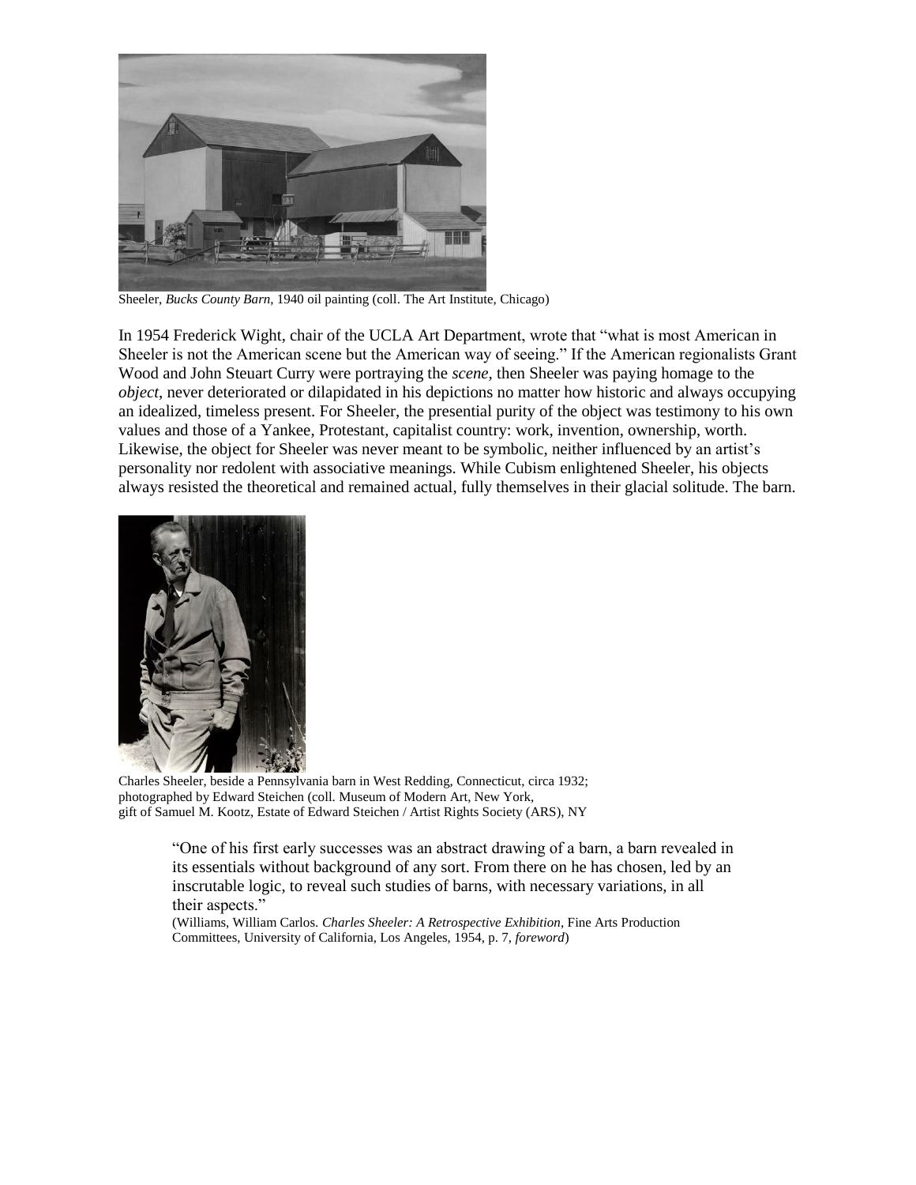Sheeler, *Bucks County Barn*, 1940 oil painting (coll. The Art Institute, Chicago)

In 1954 Frederick Wight, chair of the UCLA Art Department, wrote that "what is most American in Sheeler is not the American scene but the American way of seeing." If the American regionalists Grant Wood and John Steuart Curry were portraying the *scene,* then Sheeler was paying homage to the *object*, never deteriorated or dilapidated in his depictions no matter how historic and always occupying an idealized, timeless present. For Sheeler, the presential purity of the object was testimony to his own values and those of a Yankee, Protestant, capitalist country: work, invention, ownership, worth. Likewise, the object for Sheeler was never meant to be symbolic, neither influenced by an artist's personality nor redolent with associative meanings. While Cubism enlightened Sheeler, his objects always resisted the theoretical and remained actual, fully themselves in their glacial solitude. The barn.

Charles Sheeler, beside a Pennsylvania barn in West Redding, Connecticut, circa 1932; photographed by Edward Steichen (coll. Museum of Modern Art, New York, gift of Samuel M. Kootz, Estate of Edward Steichen / Artist Rights Society (ARS), NY

> "One of his first early successes was an abstract drawing of a barn, a barn revealed in its essentials without background of any sort. From there on he has chosen, led by an inscrutable logic, to reveal such studies of barns, with necessary variations, in all their aspects."
>
> (Williams, William Carlos. *Charles Sheeler: A Retrospective Exhibition*, Fine Arts Production Committees, University of California, Los Angeles, 1954, p. 7, *foreword*)